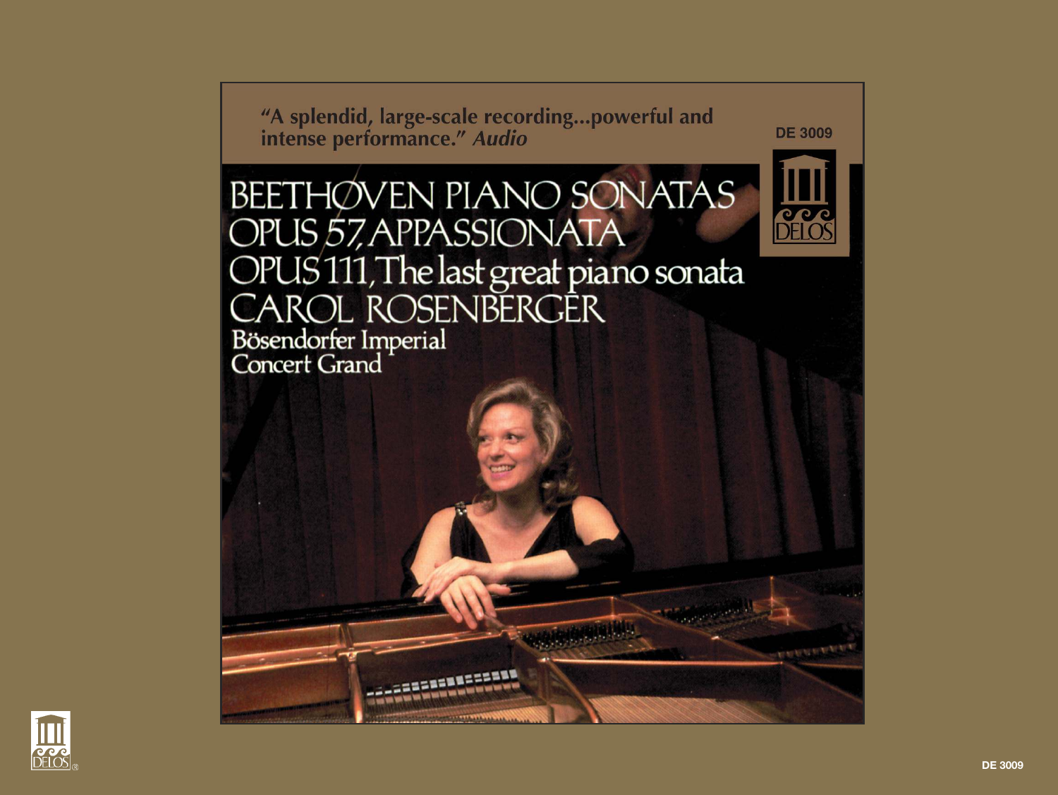"A splendid, large-scale recording...powerful and intense performance." *Audio*

DE 3009

DELOS

# BEETHOVEN PIANO SONATAS

## OPUS 57, APPASSIONATA

## OPUS 111, The last great piano sonata

## CAROL ROSENBERGER

Bösendorfer Imperial
Concert Grand

DELOS®

DE 3009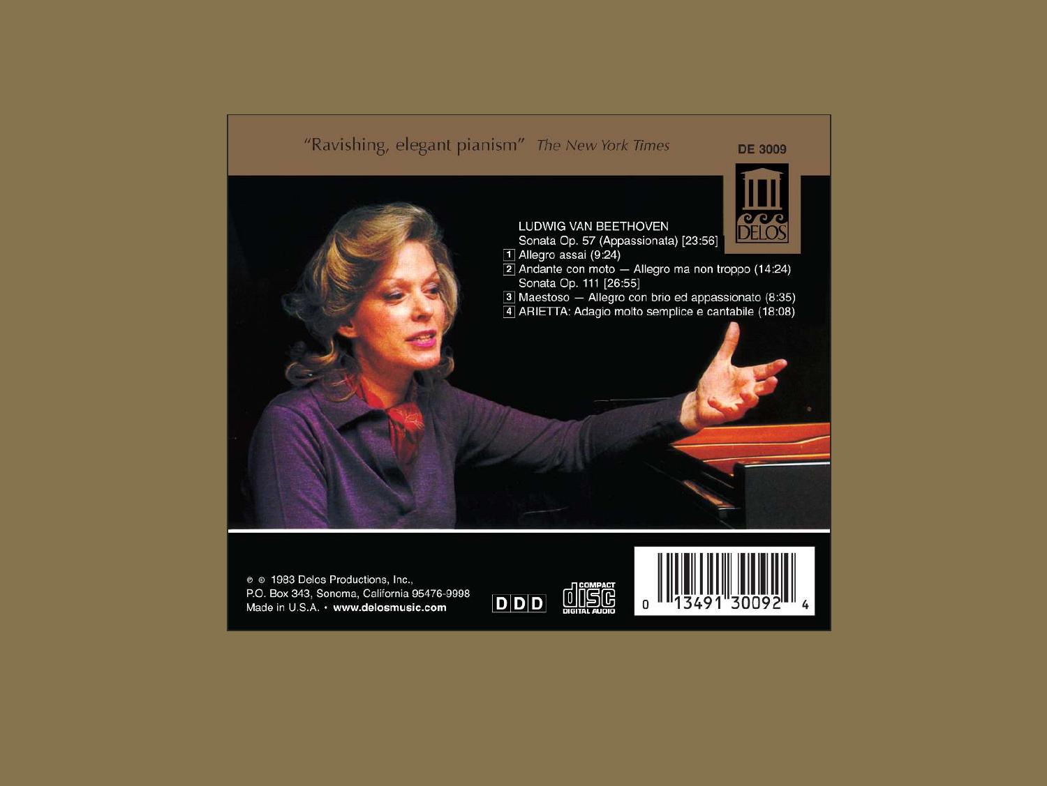"Ravishing, elegant pianism" *The New York Times*

DE 3009

DELOS

LUDWIG VAN BEETHOVEN

Sonata Op. 57 (Appassionata) [23:56]

1 Allegro assai (9:24)

2 Andante con moto — Allegro ma non troppo (14:24)

Sonata Op. 111 [26:55]

3 Maestoso — Allegro con brio ed appassionato (8:35)

4 ARIETTA: Adagio molto semplice e cantabile (18:08)

℗ © 1983 Delos Productions, Inc.,
P.O. Box 343, Sonoma, California 95476-9998
Made in U.S.A. • **www.delosmusic.com**

DDD

COMPACT DISC DIGITAL AUDIO

0 13491 30092 4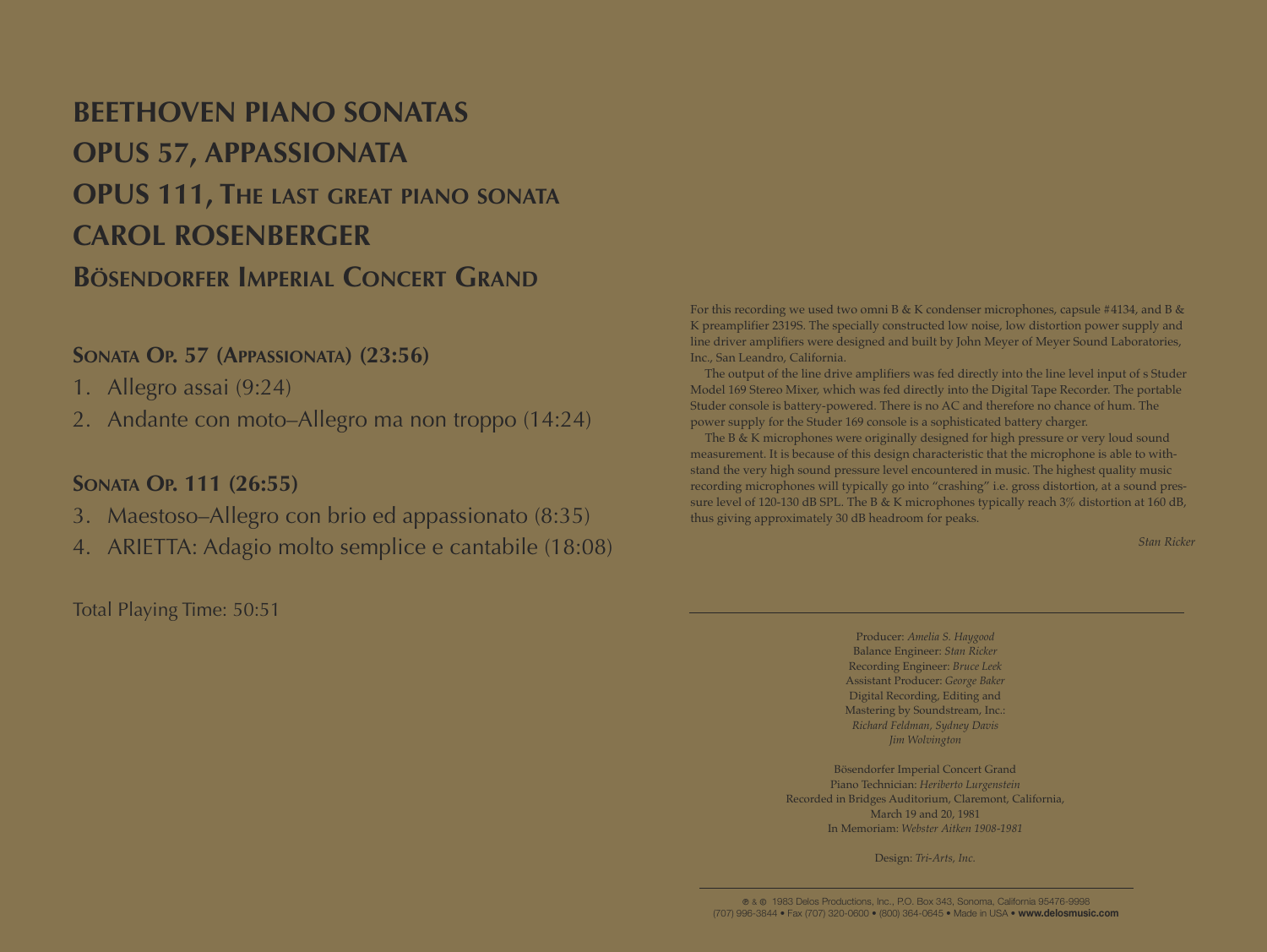# BEETHOVEN PIANO SONATAS
# OPUS 57, APPASSIONATA
# OPUS 111, THE LAST GREAT PIANO SONATA
# CAROL ROSENBERGER
## BÖSENDORFER IMPERIAL CONCERT GRAND

### SONATA OP. 57 (APPASSIONATA) (23:56)

1. Allegro assai (9:24)
2. Andante con moto–Allegro ma non troppo (14:24)

### SONATA OP. 111 (26:55)

3. Maestoso–Allegro con brio ed appassionato (8:35)
4. ARIETTA: Adagio molto semplice e cantabile (18:08)

Total Playing Time: 50:51

For this recording we used two omni B & K condenser microphones, capsule #4134, and B & K preamplifier 2319S. The specially constructed low noise, low distortion power supply and line driver amplifiers were designed and built by John Meyer of Meyer Sound Laboratories, Inc., San Leandro, California.

The output of the line drive amplifiers was fed directly into the line level input of s Studer Model 169 Stereo Mixer, which was fed directly into the Digital Tape Recorder. The portable Studer console is battery-powered. There is no AC and therefore no chance of hum. The power supply for the Studer 169 console is a sophisticated battery charger.

The B & K microphones were originally designed for high pressure or very loud sound measurement. It is because of this design characteristic that the microphone is able to withstand the very high sound pressure level encountered in music. The highest quality music recording microphones will typically go into "crashing" i.e. gross distortion, at a sound pressure level of 120-130 dB SPL. The B & K microphones typically reach 3% distortion at 160 dB, thus giving approximately 30 dB headroom for peaks.

*Stan Ricker*

---

Producer: *Amelia S. Haygood*
Balance Engineer: *Stan Ricker*
Recording Engineer: *Bruce Leek*
Assistant Producer: *George Baker*
Digital Recording, Editing and Mastering by Soundstream, Inc.:
*Richard Feldman, Sydney Davis*
*Jim Wolvington*

Bösendorfer Imperial Concert Grand
Piano Technician: *Heriberto Lurgenstein*
Recorded in Bridges Auditorium, Claremont, California,
March 19 and 20, 1981
In Memoriam: *Webster Aitken 1908-1981*

Design: *Tri-Arts, Inc.*

---

℗ & © 1983 Delos Productions, Inc., P.O. Box 343, Sonoma, California 95476-9998
(707) 996-3844 • Fax (707) 320-0600 • (800) 364-0645 • Made in USA • **www.delosmusic.com**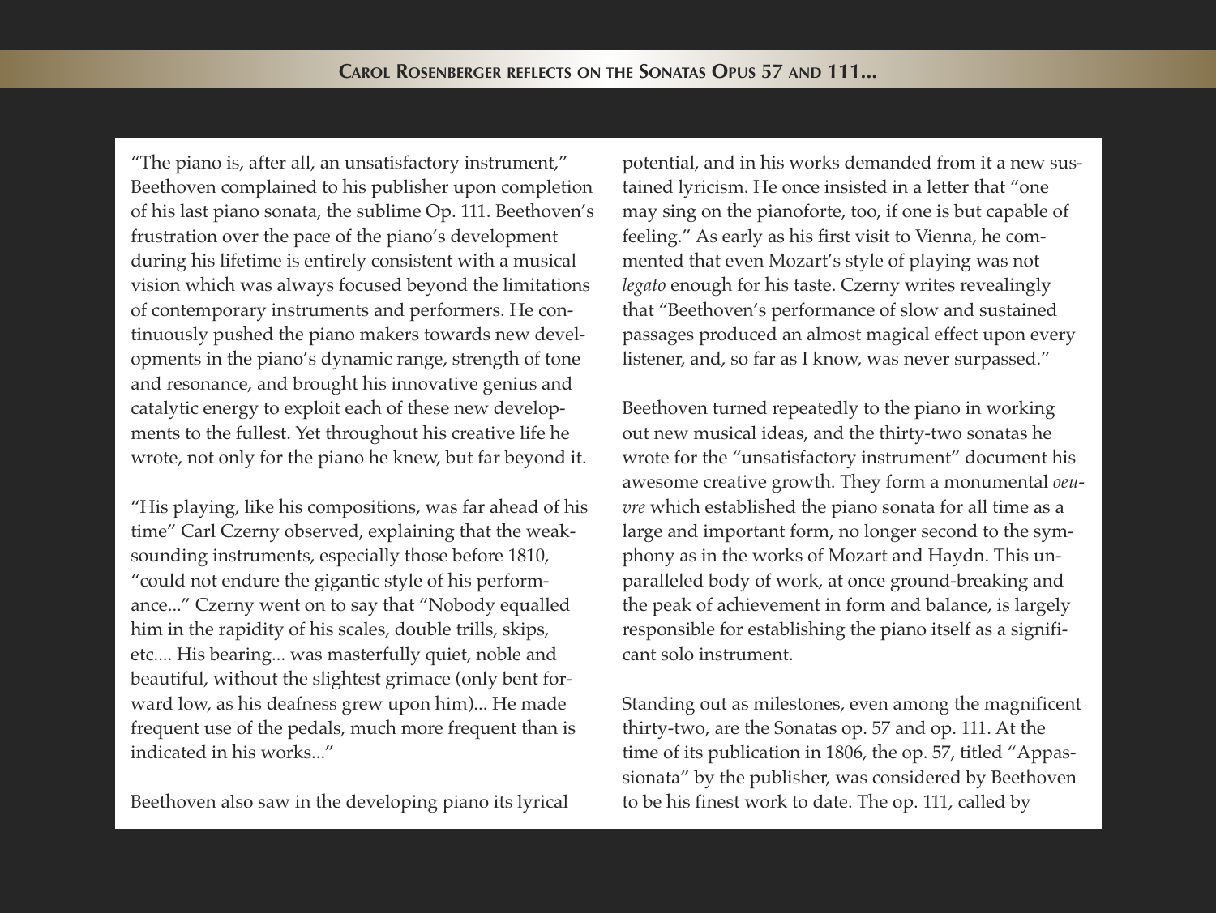## Carol Rosenberger reflects on the Sonatas Opus 57 and 111...

"The piano is, after all, an unsatisfactory instrument," Beethoven complained to his publisher upon completion of his last piano sonata, the sublime Op. 111. Beethoven's frustration over the pace of the piano's development during his lifetime is entirely consistent with a musical vision which was always focused beyond the limitations of contemporary instruments and performers. He continuously pushed the piano makers towards new developments in the piano's dynamic range, strength of tone and resonance, and brought his innovative genius and catalytic energy to exploit each of these new developments to the fullest. Yet throughout his creative life he wrote, not only for the piano he knew, but far beyond it.

"His playing, like his compositions, was far ahead of his time" Carl Czerny observed, explaining that the weak-sounding instruments, especially those before 1810, "could not endure the gigantic style of his performance..." Czerny went on to say that "Nobody equalled him in the rapidity of his scales, double trills, skips, etc.... His bearing... was masterfully quiet, noble and beautiful, without the slightest grimace (only bent forward low, as his deafness grew upon him)... He made frequent use of the pedals, much more frequent than is indicated in his works..."

Beethoven also saw in the developing piano its lyrical potential, and in his works demanded from it a new sustained lyricism. He once insisted in a letter that "one may sing on the pianoforte, too, if one is but capable of feeling." As early as his first visit to Vienna, he commented that even Mozart's style of playing was not *legato* enough for his taste. Czerny writes revealingly that "Beethoven's performance of slow and sustained passages produced an almost magical effect upon every listener, and, so far as I know, was never surpassed."

Beethoven turned repeatedly to the piano in working out new musical ideas, and the thirty-two sonatas he wrote for the "unsatisfactory instrument" document his awesome creative growth. They form a monumental *oeuvre* which established the piano sonata for all time as a large and important form, no longer second to the symphony as in the works of Mozart and Haydn. This unparalleled body of work, at once ground-breaking and the peak of achievement in form and balance, is largely responsible for establishing the piano itself as a significant solo instrument.

Standing out as milestones, even among the magnificent thirty-two, are the Sonatas op. 57 and op. 111. At the time of its publication in 1806, the op. 57, titled "Appassionata" by the publisher, was considered by Beethoven to be his finest work to date. The op. 111, called by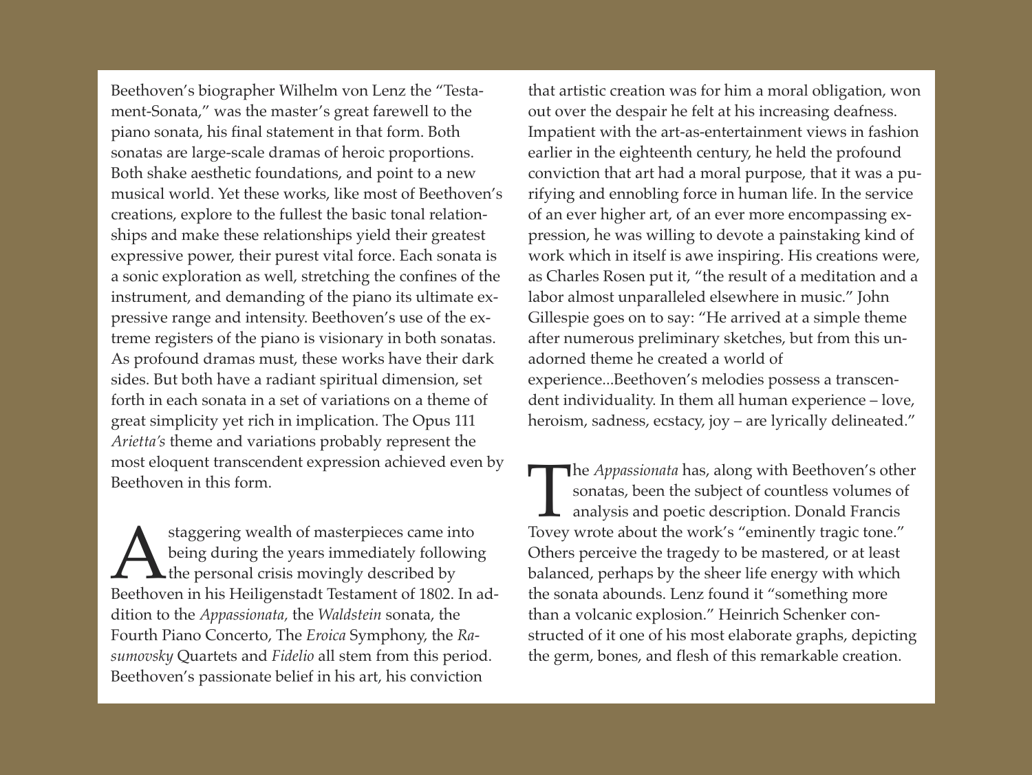Beethoven's biographer Wilhelm von Lenz the "Testament-Sonata," was the master's great farewell to the piano sonata, his final statement in that form. Both sonatas are large-scale dramas of heroic proportions. Both shake aesthetic foundations, and point to a new musical world. Yet these works, like most of Beethoven's creations, explore to the fullest the basic tonal relationships and make these relationships yield their greatest expressive power, their purest vital force. Each sonata is a sonic exploration as well, stretching the confines of the instrument, and demanding of the piano its ultimate expressive range and intensity. Beethoven's use of the extreme registers of the piano is visionary in both sonatas. As profound dramas must, these works have their dark sides. But both have a radiant spiritual dimension, set forth in each sonata in a set of variations on a theme of great simplicity yet rich in implication. The Opus 111 *Arietta's* theme and variations probably represent the most eloquent transcendent expression achieved even by Beethoven in this form.

A staggering wealth of masterpieces came into being during the years immediately following the personal crisis movingly described by Beethoven in his Heiligenstadt Testament of 1802. In addition to the *Appassionata,* the *Waldstein* sonata, the Fourth Piano Concerto, The *Eroica* Symphony, the *Rasumovsky* Quartets and *Fidelio* all stem from this period. Beethoven's passionate belief in his art, his conviction that artistic creation was for him a moral obligation, won out over the despair he felt at his increasing deafness. Impatient with the art-as-entertainment views in fashion earlier in the eighteenth century, he held the profound conviction that art had a moral purpose, that it was a purifying and ennobling force in human life. In the service of an ever higher art, of an ever more encompassing expression, he was willing to devote a painstaking kind of work which in itself is awe inspiring. His creations were, as Charles Rosen put it, "the result of a meditation and a labor almost unparalleled elsewhere in music." John Gillespie goes on to say: "He arrived at a simple theme after numerous preliminary sketches, but from this unadorned theme he created a world of experience...Beethoven's melodies possess a transcendent individuality. In them all human experience – love, heroism, sadness, ecstacy, joy – are lyrically delineated."

The *Appassionata* has, along with Beethoven's other sonatas, been the subject of countless volumes of analysis and poetic description. Donald Francis Tovey wrote about the work's "eminently tragic tone." Others perceive the tragedy to be mastered, or at least balanced, perhaps by the sheer life energy with which the sonata abounds. Lenz found it "something more than a volcanic explosion." Heinrich Schenker constructed of it one of his most elaborate graphs, depicting the germ, bones, and flesh of this remarkable creation.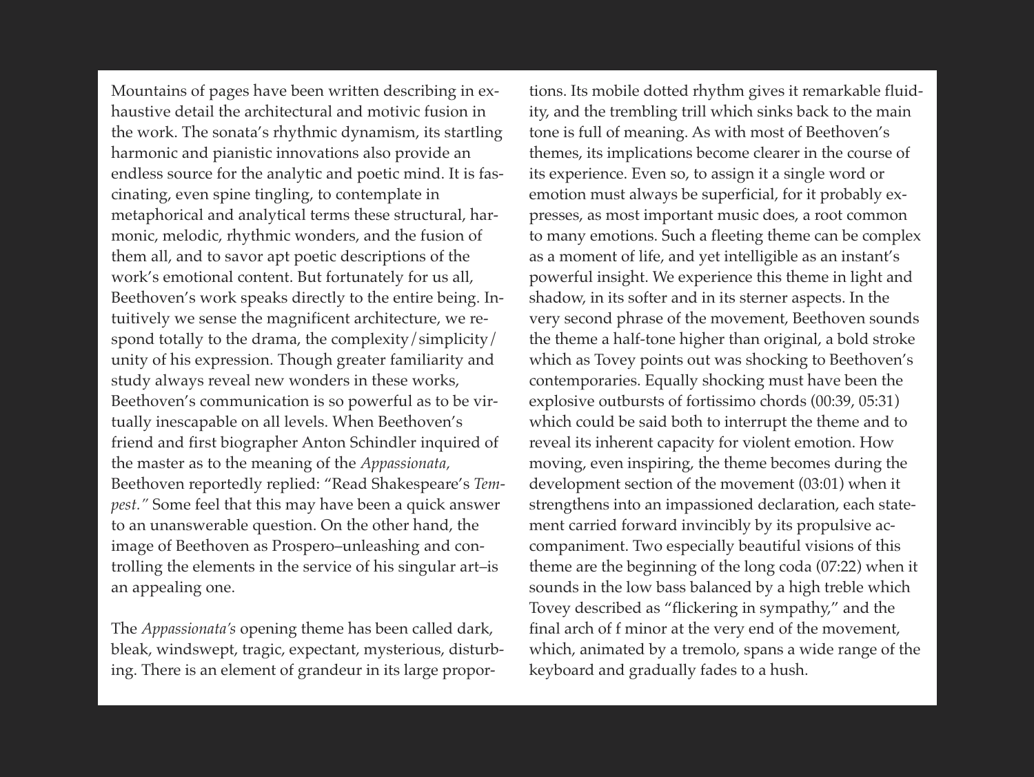Mountains of pages have been written describing in exhaustive detail the architectural and motivic fusion in the work. The sonata's rhythmic dynamism, its startling harmonic and pianistic innovations also provide an endless source for the analytic and poetic mind. It is fascinating, even spine tingling, to contemplate in metaphorical and analytical terms these structural, harmonic, melodic, rhythmic wonders, and the fusion of them all, and to savor apt poetic descriptions of the work's emotional content. But fortunately for us all, Beethoven's work speaks directly to the entire being. Intuitively we sense the magnificent architecture, we respond totally to the drama, the complexity/simplicity/unity of his expression. Though greater familiarity and study always reveal new wonders in these works, Beethoven's communication is so powerful as to be virtually inescapable on all levels. When Beethoven's friend and first biographer Anton Schindler inquired of the master as to the meaning of the *Appassionata,* Beethoven reportedly replied: "Read Shakespeare's *Tempest."* Some feel that this may have been a quick answer to an unanswerable question. On the other hand, the image of Beethoven as Prospero–unleashing and controlling the elements in the service of his singular art–is an appealing one.

The *Appassionata's* opening theme has been called dark, bleak, windswept, tragic, expectant, mysterious, disturbing. There is an element of grandeur in its large proportions. Its mobile dotted rhythm gives it remarkable fluidity, and the trembling trill which sinks back to the main tone is full of meaning. As with most of Beethoven's themes, its implications become clearer in the course of its experience. Even so, to assign it a single word or emotion must always be superficial, for it probably expresses, as most important music does, a root common to many emotions. Such a fleeting theme can be complex as a moment of life, and yet intelligible as an instant's powerful insight. We experience this theme in light and shadow, in its softer and in its sterner aspects. In the very second phrase of the movement, Beethoven sounds the theme a half-tone higher than original, a bold stroke which as Tovey points out was shocking to Beethoven's contemporaries. Equally shocking must have been the explosive outbursts of fortissimo chords (00:39, 05:31) which could be said both to interrupt the theme and to reveal its inherent capacity for violent emotion. How moving, even inspiring, the theme becomes during the development section of the movement (03:01) when it strengthens into an impassioned declaration, each statement carried forward invincibly by its propulsive accompaniment. Two especially beautiful visions of this theme are the beginning of the long coda (07:22) when it sounds in the low bass balanced by a high treble which Tovey described as "flickering in sympathy," and the final arch of f minor at the very end of the movement, which, animated by a tremolo, spans a wide range of the keyboard and gradually fades to a hush.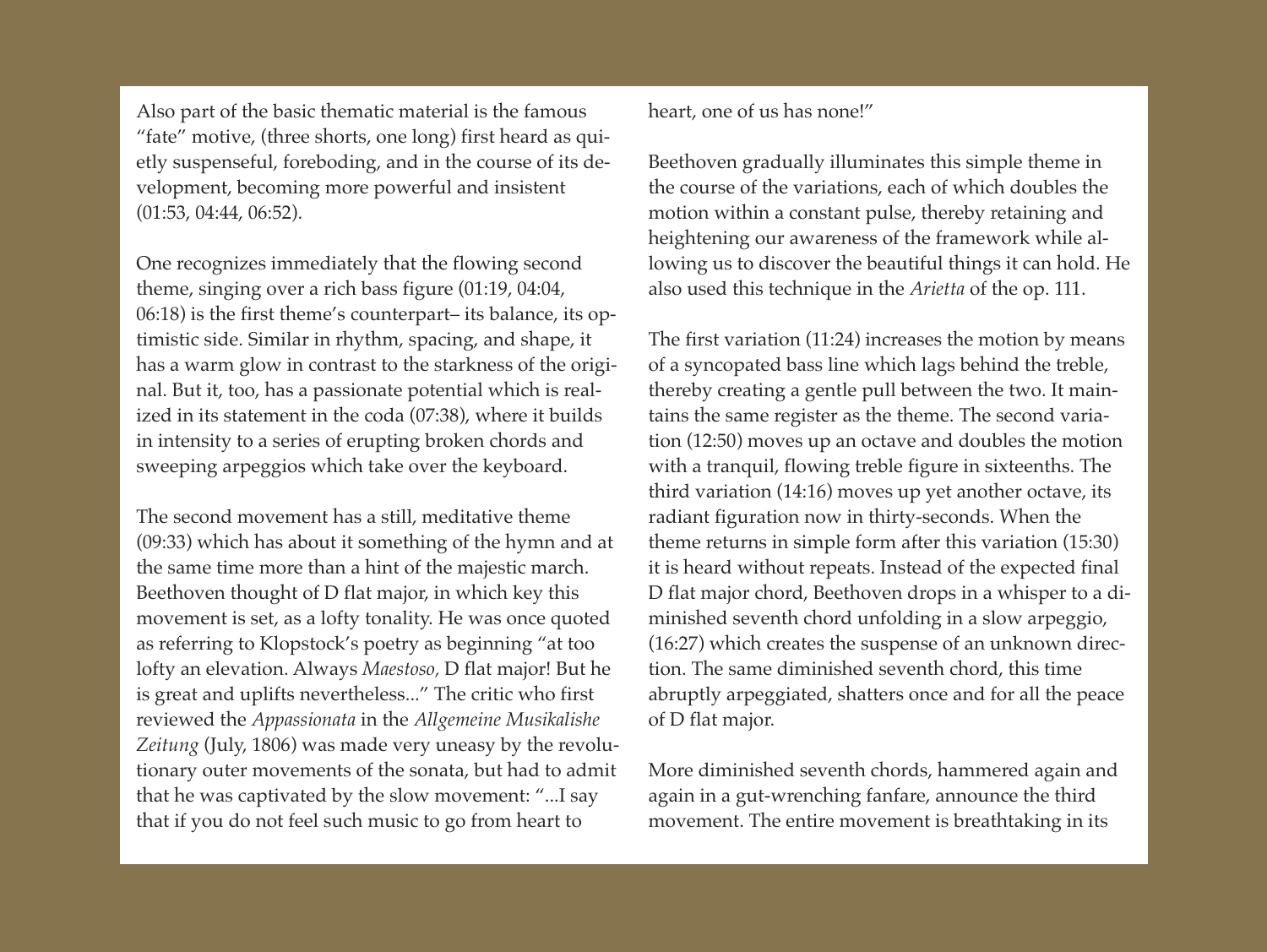Also part of the basic thematic material is the famous "fate" motive, (three shorts, one long) first heard as quietly suspenseful, foreboding, and in the course of its development, becoming more powerful and insistent (01:53, 04:44, 06:52).

One recognizes immediately that the flowing second theme, singing over a rich bass figure (01:19, 04:04, 06:18) is the first theme's counterpart– its balance, its optimistic side. Similar in rhythm, spacing, and shape, it has a warm glow in contrast to the starkness of the original. But it, too, has a passionate potential which is realized in its statement in the coda (07:38), where it builds in intensity to a series of erupting broken chords and sweeping arpeggios which take over the keyboard.

The second movement has a still, meditative theme (09:33) which has about it something of the hymn and at the same time more than a hint of the majestic march. Beethoven thought of D flat major, in which key this movement is set, as a lofty tonality. He was once quoted as referring to Klopstock's poetry as beginning "at too lofty an elevation. Always *Maestoso,* D flat major! But he is great and uplifts nevertheless..." The critic who first reviewed the *Appassionata* in the *Allgemeine Musikalishe Zeitung* (July, 1806) was made very uneasy by the revolutionary outer movements of the sonata, but had to admit that he was captivated by the slow movement: "...I say that if you do not feel such music to go from heart to heart, one of us has none!"

Beethoven gradually illuminates this simple theme in the course of the variations, each of which doubles the motion within a constant pulse, thereby retaining and heightening our awareness of the framework while allowing us to discover the beautiful things it can hold. He also used this technique in the *Arietta* of the op. 111.

The first variation (11:24) increases the motion by means of a syncopated bass line which lags behind the treble, thereby creating a gentle pull between the two. It maintains the same register as the theme. The second variation (12:50) moves up an octave and doubles the motion with a tranquil, flowing treble figure in sixteenths. The third variation (14:16) moves up yet another octave, its radiant figuration now in thirty-seconds. When the theme returns in simple form after this variation (15:30) it is heard without repeats. Instead of the expected final D flat major chord, Beethoven drops in a whisper to a diminished seventh chord unfolding in a slow arpeggio, (16:27) which creates the suspense of an unknown direction. The same diminished seventh chord, this time abruptly arpeggiated, shatters once and for all the peace of D flat major.

More diminished seventh chords, hammered again and again in a gut-wrenching fanfare, announce the third movement. The entire movement is breathtaking in its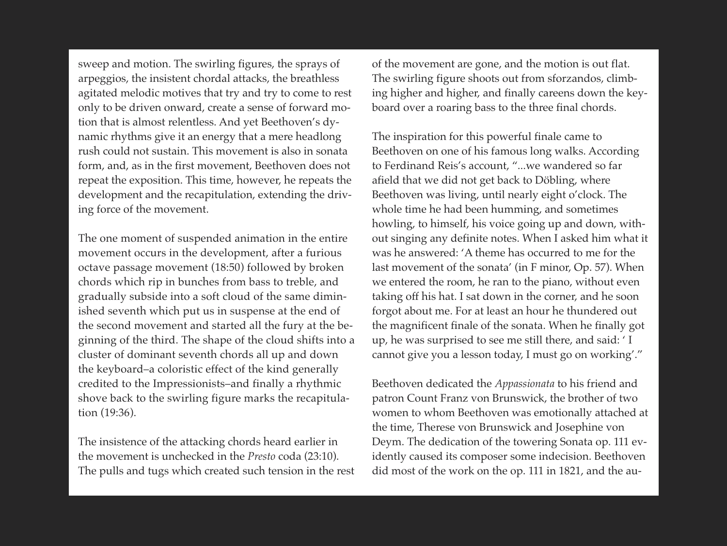sweep and motion. The swirling figures, the sprays of arpeggios, the insistent chordal attacks, the breathless agitated melodic motives that try and try to come to rest only to be driven onward, create a sense of forward motion that is almost relentless. And yet Beethoven's dynamic rhythms give it an energy that a mere headlong rush could not sustain. This movement is also in sonata form, and, as in the first movement, Beethoven does not repeat the exposition. This time, however, he repeats the development and the recapitulation, extending the driving force of the movement.

The one moment of suspended animation in the entire movement occurs in the development, after a furious octave passage movement (18:50) followed by broken chords which rip in bunches from bass to treble, and gradually subside into a soft cloud of the same diminished seventh which put us in suspense at the end of the second movement and started all the fury at the beginning of the third. The shape of the cloud shifts into a cluster of dominant seventh chords all up and down the keyboard–a coloristic effect of the kind generally credited to the Impressionists–and finally a rhythmic shove back to the swirling figure marks the recapitulation (19:36).

The insistence of the attacking chords heard earlier in the movement is unchecked in the *Presto* coda (23:10). The pulls and tugs which created such tension in the rest of the movement are gone, and the motion is out flat. The swirling figure shoots out from sforzandos, climbing higher and higher, and finally careens down the keyboard over a roaring bass to the three final chords.

The inspiration for this powerful finale came to Beethoven on one of his famous long walks. According to Ferdinand Reis's account, "...we wandered so far afield that we did not get back to Döbling, where Beethoven was living, until nearly eight o'clock. The whole time he had been humming, and sometimes howling, to himself, his voice going up and down, without singing any definite notes. When I asked him what it was he answered: 'A theme has occurred to me for the last movement of the sonata' (in F minor, Op. 57). When we entered the room, he ran to the piano, without even taking off his hat. I sat down in the corner, and he soon forgot about me. For at least an hour he thundered out the magnificent finale of the sonata. When he finally got up, he was surprised to see me still there, and said: ' I cannot give you a lesson today, I must go on working'."

Beethoven dedicated the *Appassionata* to his friend and patron Count Franz von Brunswick, the brother of two women to whom Beethoven was emotionally attached at the time, Therese von Brunswick and Josephine von Deym. The dedication of the towering Sonata op. 111 evidently caused its composer some indecision. Beethoven did most of the work on the op. 111 in 1821, and the au-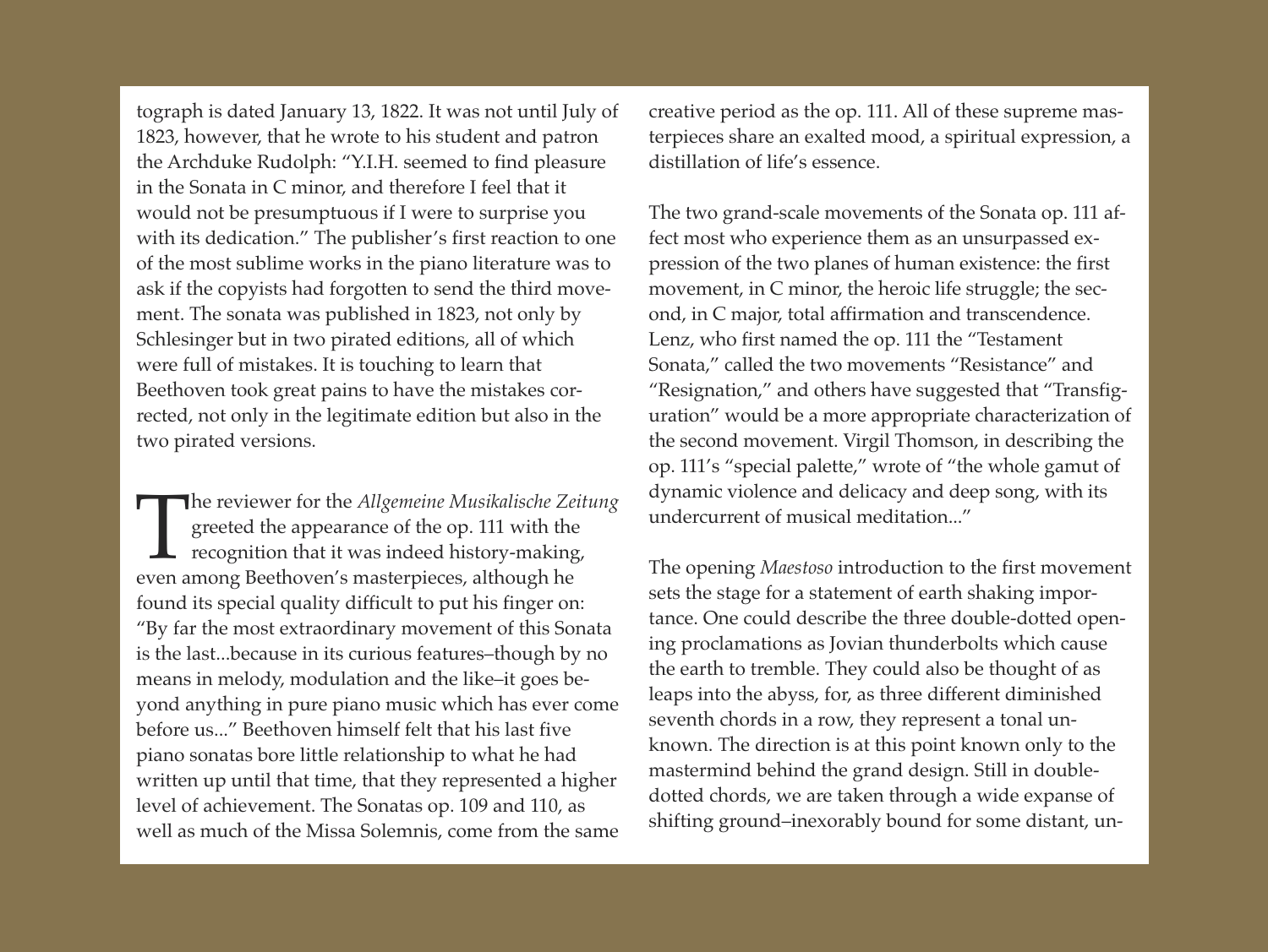tograph is dated January 13, 1822. It was not until July of 1823, however, that he wrote to his student and patron the Archduke Rudolph: "Y.I.H. seemed to find pleasure in the Sonata in C minor, and therefore I feel that it would not be presumptuous if I were to surprise you with its dedication." The publisher's first reaction to one of the most sublime works in the piano literature was to ask if the copyists had forgotten to send the third movement. The sonata was published in 1823, not only by Schlesinger but in two pirated editions, all of which were full of mistakes. It is touching to learn that Beethoven took great pains to have the mistakes corrected, not only in the legitimate edition but also in the two pirated versions.

The reviewer for the *Allgemeine Musikalische Zeitung* greeted the appearance of the op. 111 with the recognition that it was indeed history-making, even among Beethoven's masterpieces, although he found its special quality difficult to put his finger on: "By far the most extraordinary movement of this Sonata is the last...because in its curious features–though by no means in melody, modulation and the like–it goes beyond anything in pure piano music which has ever come before us..." Beethoven himself felt that his last five piano sonatas bore little relationship to what he had written up until that time, that they represented a higher level of achievement. The Sonatas op. 109 and 110, as well as much of the Missa Solemnis, come from the same creative period as the op. 111. All of these supreme masterpieces share an exalted mood, a spiritual expression, a distillation of life's essence.

The two grand-scale movements of the Sonata op. 111 affect most who experience them as an unsurpassed expression of the two planes of human existence: the first movement, in C minor, the heroic life struggle; the second, in C major, total affirmation and transcendence. Lenz, who first named the op. 111 the "Testament Sonata," called the two movements "Resistance" and "Resignation," and others have suggested that "Transfiguration" would be a more appropriate characterization of the second movement. Virgil Thomson, in describing the op. 111's "special palette," wrote of "the whole gamut of dynamic violence and delicacy and deep song, with its undercurrent of musical meditation..."

The opening *Maestoso* introduction to the first movement sets the stage for a statement of earth shaking importance. One could describe the three double-dotted opening proclamations as Jovian thunderbolts which cause the earth to tremble. They could also be thought of as leaps into the abyss, for, as three different diminished seventh chords in a row, they represent a tonal unknown. The direction is at this point known only to the mastermind behind the grand design. Still in double-dotted chords, we are taken through a wide expanse of shifting ground–inexorably bound for some distant, un-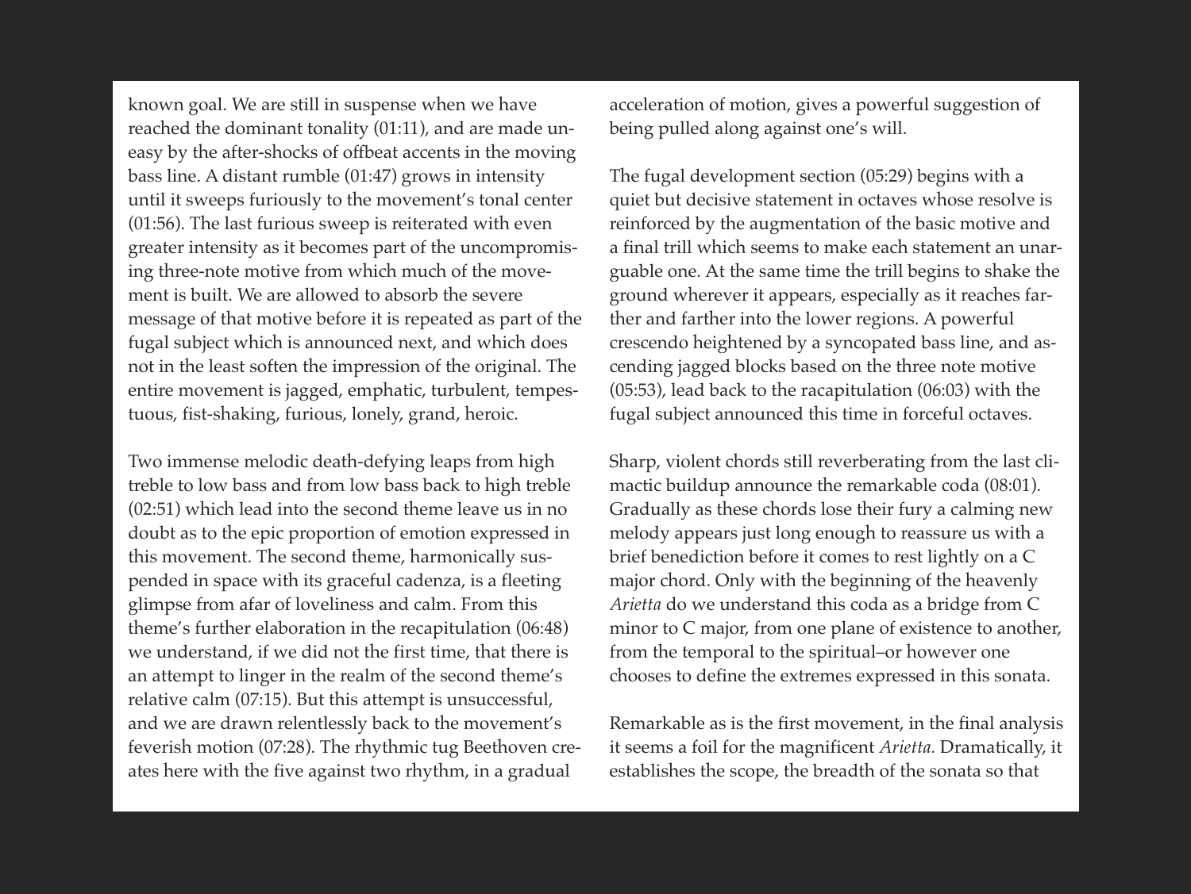known goal. We are still in suspense when we have reached the dominant tonality (01:11), and are made uneasy by the after-shocks of offbeat accents in the moving bass line. A distant rumble (01:47) grows in intensity until it sweeps furiously to the movement's tonal center (01:56). The last furious sweep is reiterated with even greater intensity as it becomes part of the uncompromising three-note motive from which much of the movement is built. We are allowed to absorb the severe message of that motive before it is repeated as part of the fugal subject which is announced next, and which does not in the least soften the impression of the original. The entire movement is jagged, emphatic, turbulent, tempestuous, fist-shaking, furious, lonely, grand, heroic.

Two immense melodic death-defying leaps from high treble to low bass and from low bass back to high treble (02:51) which lead into the second theme leave us in no doubt as to the epic proportion of emotion expressed in this movement. The second theme, harmonically suspended in space with its graceful cadenza, is a fleeting glimpse from afar of loveliness and calm. From this theme's further elaboration in the recapitulation (06:48) we understand, if we did not the first time, that there is an attempt to linger in the realm of the second theme's relative calm (07:15). But this attempt is unsuccessful, and we are drawn relentlessly back to the movement's feverish motion (07:28). The rhythmic tug Beethoven creates here with the five against two rhythm, in a gradual acceleration of motion, gives a powerful suggestion of being pulled along against one's will.

The fugal development section (05:29) begins with a quiet but decisive statement in octaves whose resolve is reinforced by the augmentation of the basic motive and a final trill which seems to make each statement an unarguable one. At the same time the trill begins to shake the ground wherever it appears, especially as it reaches farther and farther into the lower regions. A powerful crescendo heightened by a syncopated bass line, and ascending jagged blocks based on the three note motive (05:53), lead back to the racapitulation (06:03) with the fugal subject announced this time in forceful octaves.

Sharp, violent chords still reverberating from the last climactic buildup announce the remarkable coda (08:01). Gradually as these chords lose their fury a calming new melody appears just long enough to reassure us with a brief benediction before it comes to rest lightly on a C major chord. Only with the beginning of the heavenly *Arietta* do we understand this coda as a bridge from C minor to C major, from one plane of existence to another, from the temporal to the spiritual–or however one chooses to define the extremes expressed in this sonata.

Remarkable as is the first movement, in the final analysis it seems a foil for the magnificent *Arietta.* Dramatically, it establishes the scope, the breadth of the sonata so that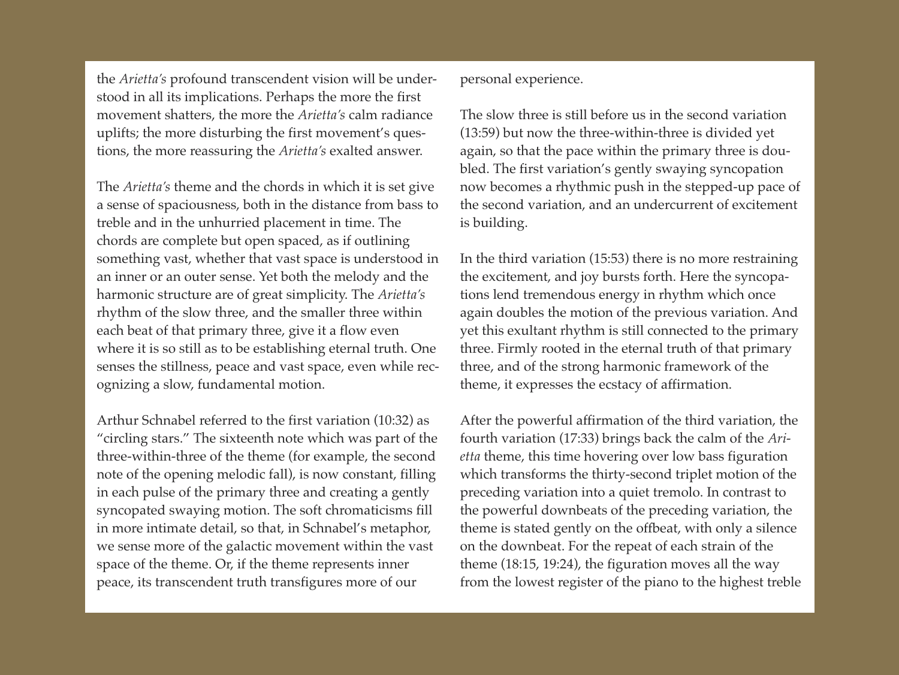the *Arietta's* profound transcendent vision will be understood in all its implications. Perhaps the more the first movement shatters, the more the *Arietta's* calm radiance uplifts; the more disturbing the first movement's questions, the more reassuring the *Arietta's* exalted answer.

The *Arietta's* theme and the chords in which it is set give a sense of spaciousness, both in the distance from bass to treble and in the unhurried placement in time. The chords are complete but open spaced, as if outlining something vast, whether that vast space is understood in an inner or an outer sense. Yet both the melody and the harmonic structure are of great simplicity. The *Arietta's* rhythm of the slow three, and the smaller three within each beat of that primary three, give it a flow even where it is so still as to be establishing eternal truth. One senses the stillness, peace and vast space, even while recognizing a slow, fundamental motion.

Arthur Schnabel referred to the first variation (10:32) as "circling stars." The sixteenth note which was part of the three-within-three of the theme (for example, the second note of the opening melodic fall), is now constant, filling in each pulse of the primary three and creating a gently syncopated swaying motion. The soft chromaticisms fill in more intimate detail, so that, in Schnabel's metaphor, we sense more of the galactic movement within the vast space of the theme. Or, if the theme represents inner peace, its transcendent truth transfigures more of our personal experience.

The slow three is still before us in the second variation (13:59) but now the three-within-three is divided yet again, so that the pace within the primary three is doubled. The first variation's gently swaying syncopation now becomes a rhythmic push in the stepped-up pace of the second variation, and an undercurrent of excitement is building.

In the third variation (15:53) there is no more restraining the excitement, and joy bursts forth. Here the syncopations lend tremendous energy in rhythm which once again doubles the motion of the previous variation. And yet this exultant rhythm is still connected to the primary three. Firmly rooted in the eternal truth of that primary three, and of the strong harmonic framework of the theme, it expresses the ecstacy of affirmation.

After the powerful affirmation of the third variation, the fourth variation (17:33) brings back the calm of the *Arietta* theme, this time hovering over low bass figuration which transforms the thirty-second triplet motion of the preceding variation into a quiet tremolo. In contrast to the powerful downbeats of the preceding variation, the theme is stated gently on the offbeat, with only a silence on the downbeat. For the repeat of each strain of the theme (18:15, 19:24), the figuration moves all the way from the lowest register of the piano to the highest treble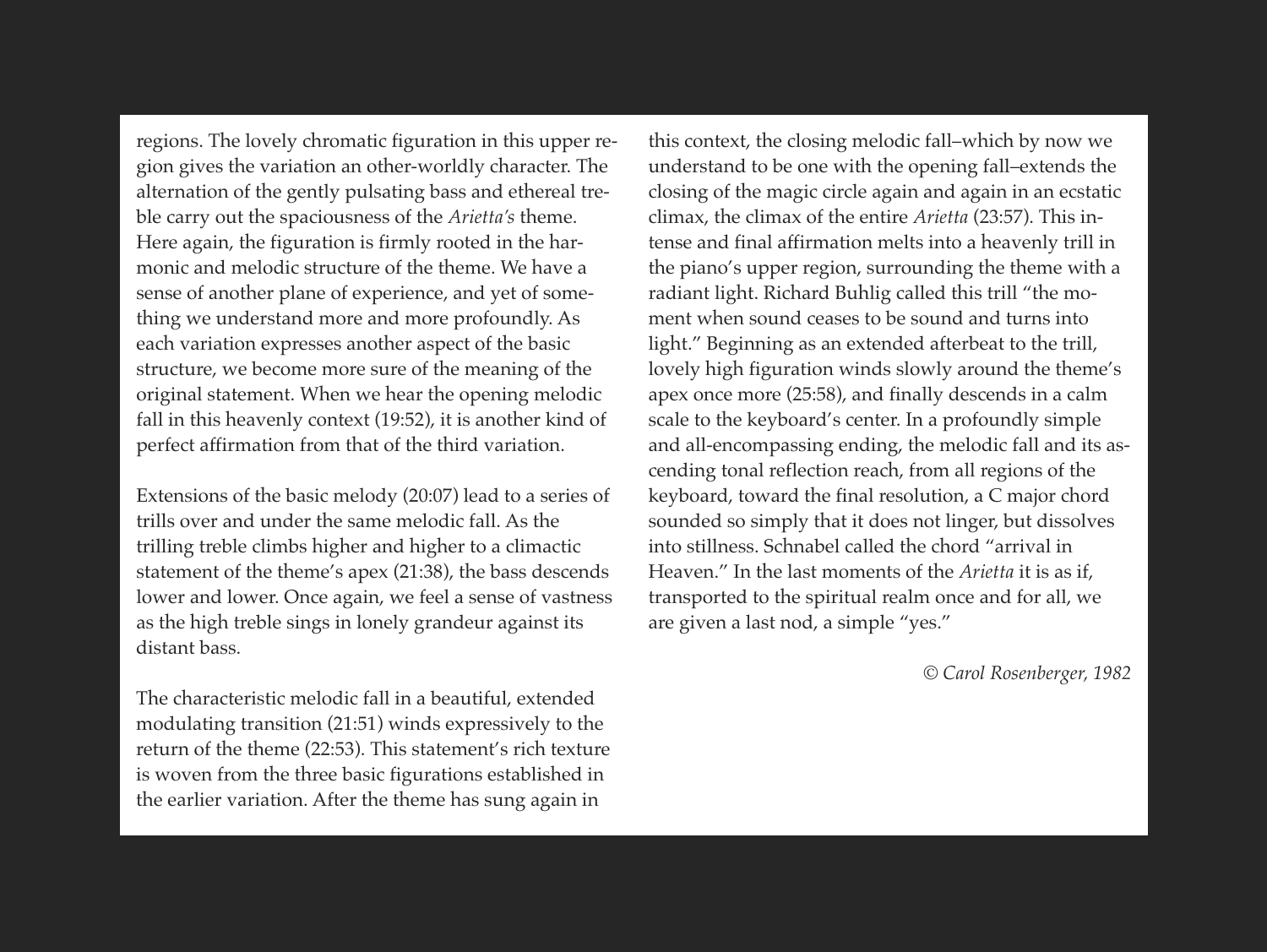regions. The lovely chromatic figuration in this upper region gives the variation an other-worldly character. The alternation of the gently pulsating bass and ethereal treble carry out the spaciousness of the *Arietta's* theme. Here again, the figuration is firmly rooted in the harmonic and melodic structure of the theme. We have a sense of another plane of experience, and yet of something we understand more and more profoundly. As each variation expresses another aspect of the basic structure, we become more sure of the meaning of the original statement. When we hear the opening melodic fall in this heavenly context (19:52), it is another kind of perfect affirmation from that of the third variation.

Extensions of the basic melody (20:07) lead to a series of trills over and under the same melodic fall. As the trilling treble climbs higher and higher to a climactic statement of the theme's apex (21:38), the bass descends lower and lower. Once again, we feel a sense of vastness as the high treble sings in lonely grandeur against its distant bass.

The characteristic melodic fall in a beautiful, extended modulating transition (21:51) winds expressively to the return of the theme (22:53). This statement's rich texture is woven from the three basic figurations established in the earlier variation. After the theme has sung again in this context, the closing melodic fall–which by now we understand to be one with the opening fall–extends the closing of the magic circle again and again in an ecstatic climax, the climax of the entire *Arietta* (23:57). This intense and final affirmation melts into a heavenly trill in the piano's upper region, surrounding the theme with a radiant light. Richard Buhlig called this trill "the moment when sound ceases to be sound and turns into light." Beginning as an extended afterbeat to the trill, lovely high figuration winds slowly around the theme's apex once more (25:58), and finally descends in a calm scale to the keyboard's center. In a profoundly simple and all-encompassing ending, the melodic fall and its ascending tonal reflection reach, from all regions of the keyboard, toward the final resolution, a C major chord sounded so simply that it does not linger, but dissolves into stillness. Schnabel called the chord "arrival in Heaven." In the last moments of the *Arietta* it is as if, transported to the spiritual realm once and for all, we are given a last nod, a simple "yes."

*© Carol Rosenberger, 1982*